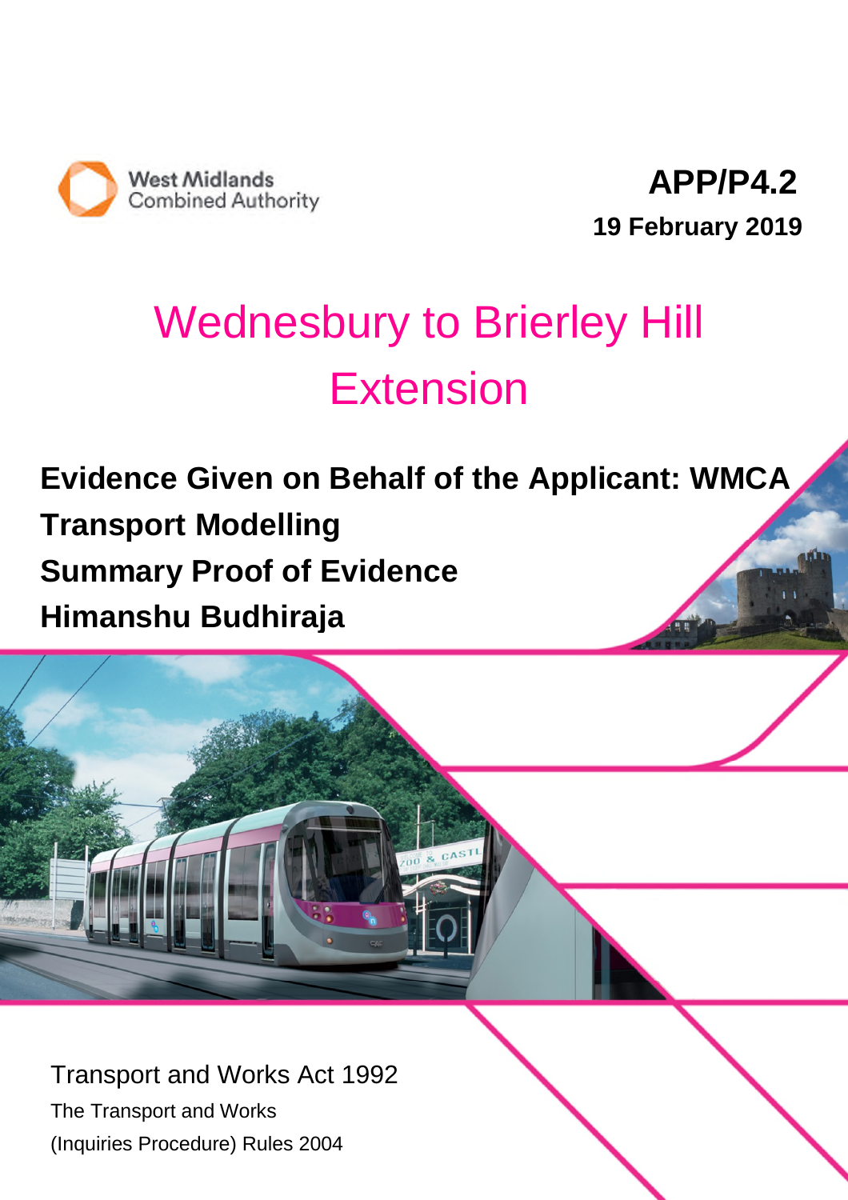West Midlands Combined Authority

**APP/P4.2**

**19 February 2019**

# Wednesbury to Brierley Hill Extension

**Evidence Given on Behalf of the Applicant: WMCA**

**Transport Modelling**

**Summary Proof of Evidence**

**Himanshu Budhiraja**

Transport and Works Act 1992

The Transport and Works

(Inquiries Procedure) Rules 2004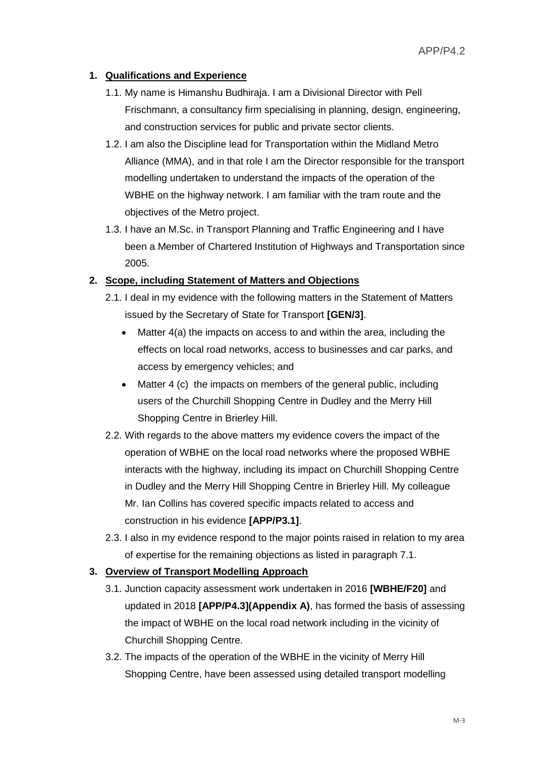## 1. Qualifications and Experience

1.1. My name is Himanshu Budhiraja. I am a Divisional Director with Pell Frischmann, a consultancy firm specialising in planning, design, engineering, and construction services for public and private sector clients.

1.2. I am also the Discipline lead for Transportation within the Midland Metro Alliance (MMA), and in that role I am the Director responsible for the transport modelling undertaken to understand the impacts of the operation of the WBHE on the highway network. I am familiar with the tram route and the objectives of the Metro project.

1.3. I have an M.Sc. in Transport Planning and Traffic Engineering and I have been a Member of Chartered Institution of Highways and Transportation since 2005.

## 2. Scope, including Statement of Matters and Objections

2.1. I deal in my evidence with the following matters in the Statement of Matters issued by the Secretary of State for Transport **[GEN/3]**.

- Matter 4(a) the impacts on access to and within the area, including the effects on local road networks, access to businesses and car parks, and access by emergency vehicles; and
- Matter 4 (c) the impacts on members of the general public, including users of the Churchill Shopping Centre in Dudley and the Merry Hill Shopping Centre in Brierley Hill.

2.2. With regards to the above matters my evidence covers the impact of the operation of WBHE on the local road networks where the proposed WBHE interacts with the highway, including its impact on Churchill Shopping Centre in Dudley and the Merry Hill Shopping Centre in Brierley Hill. My colleague Mr. Ian Collins has covered specific impacts related to access and construction in his evidence **[APP/P3.1]**.

2.3. I also in my evidence respond to the major points raised in relation to my area of expertise for the remaining objections as listed in paragraph 7.1.

## 3. Overview of Transport Modelling Approach

3.1. Junction capacity assessment work undertaken in 2016 **[WBHE/F20]** and updated in 2018 **[APP/P4.3](Appendix A)**, has formed the basis of assessing the impact of WBHE on the local road network including in the vicinity of Churchill Shopping Centre.

3.2. The impacts of the operation of the WBHE in the vicinity of Merry Hill Shopping Centre, have been assessed using detailed transport modelling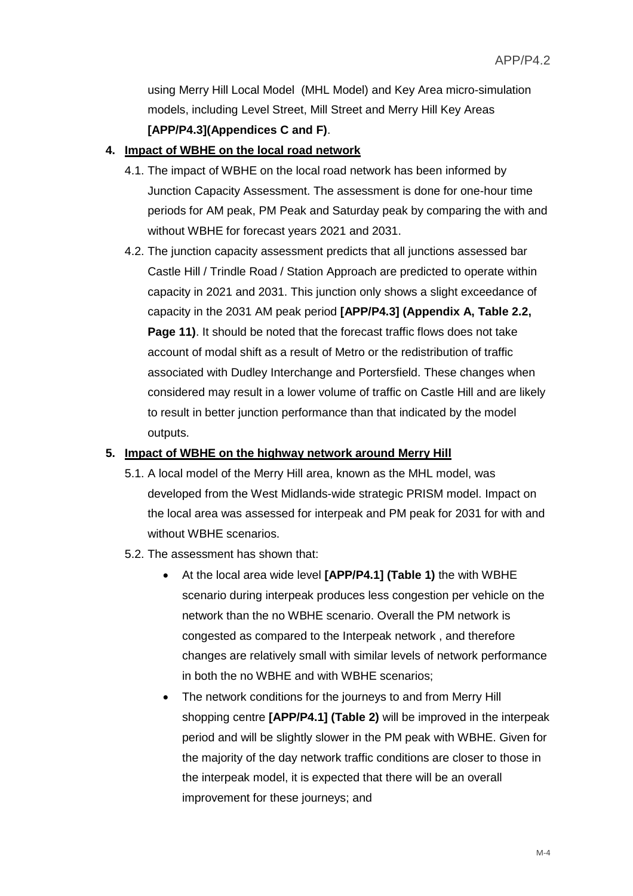using Merry Hill Local Model  (MHL Model) and Key Area micro-simulation models, including Level Street, Mill Street and Merry Hill Key Areas **[APP/P4.3](Appendices C and F)**.

4. **Impact of WBHE on the local road network**

   4.1. The impact of WBHE on the local road network has been informed by Junction Capacity Assessment. The assessment is done for one-hour time periods for AM peak, PM Peak and Saturday peak by comparing the with and without WBHE for forecast years 2021 and 2031.

   4.2. The junction capacity assessment predicts that all junctions assessed bar Castle Hill / Trindle Road / Station Approach are predicted to operate within capacity in 2021 and 2031. This junction only shows a slight exceedance of capacity in the 2031 AM peak period **[APP/P4.3] (Appendix A, Table 2.2, Page 11)**. It should be noted that the forecast traffic flows does not take account of modal shift as a result of Metro or the redistribution of traffic associated with Dudley Interchange and Portersfield. These changes when considered may result in a lower volume of traffic on Castle Hill and are likely to result in better junction performance than that indicated by the model outputs.

5. **Impact of WBHE on the highway network around Merry Hill**

   5.1. A local model of the Merry Hill area, known as the MHL model, was developed from the West Midlands-wide strategic PRISM model. Impact on the local area was assessed for interpeak and PM peak for 2031 for with and without WBHE scenarios.

   5.2. The assessment has shown that:

   - At the local area wide level **[APP/P4.1] (Table 1)** the with WBHE scenario during interpeak produces less congestion per vehicle on the network than the no WBHE scenario. Overall the PM network is congested as compared to the Interpeak network , and therefore changes are relatively small with similar levels of network performance in both the no WBHE and with WBHE scenarios;
   - The network conditions for the journeys to and from Merry Hill shopping centre **[APP/P4.1] (Table 2)** will be improved in the interpeak period and will be slightly slower in the PM peak with WBHE. Given for the majority of the day network traffic conditions are closer to those in the interpeak model, it is expected that there will be an overall improvement for these journeys; and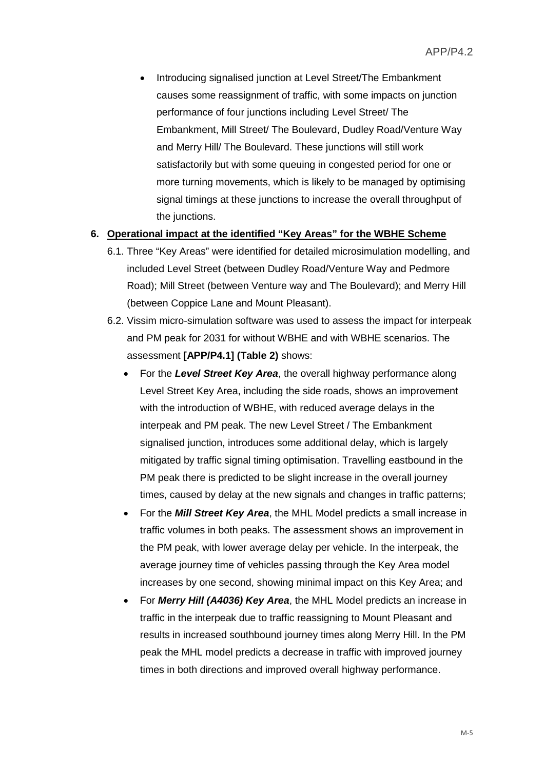- Introducing signalised junction at Level Street/The Embankment causes some reassignment of traffic, with some impacts on junction performance of four junctions including Level Street/ The Embankment, Mill Street/ The Boulevard, Dudley Road/Venture Way and Merry Hill/ The Boulevard. These junctions will still work satisfactorily but with some queuing in congested period for one or more turning movements, which is likely to be managed by optimising signal timings at these junctions to increase the overall throughput of the junctions.

**6. <u>Operational impact at the identified "Key Areas" for the WBHE Scheme</u>**

6.1. Three "Key Areas" were identified for detailed microsimulation modelling, and included Level Street (between Dudley Road/Venture Way and Pedmore Road); Mill Street (between Venture way and The Boulevard); and Merry Hill (between Coppice Lane and Mount Pleasant).

6.2. Vissim micro-simulation software was used to assess the impact for interpeak and PM peak for 2031 for without WBHE and with WBHE scenarios. The assessment **[APP/P4.1] (Table 2)** shows:

- For the ***Level Street Key Area***, the overall highway performance along Level Street Key Area, including the side roads, shows an improvement with the introduction of WBHE, with reduced average delays in the interpeak and PM peak. The new Level Street / The Embankment signalised junction, introduces some additional delay, which is largely mitigated by traffic signal timing optimisation. Travelling eastbound in the PM peak there is predicted to be slight increase in the overall journey times, caused by delay at the new signals and changes in traffic patterns;
- For the ***Mill Street Key Area***, the MHL Model predicts a small increase in traffic volumes in both peaks. The assessment shows an improvement in the PM peak, with lower average delay per vehicle. In the interpeak, the average journey time of vehicles passing through the Key Area model increases by one second, showing minimal impact on this Key Area; and
- For ***Merry Hill (A4036) Key Area***, the MHL Model predicts an increase in traffic in the interpeak due to traffic reassigning to Mount Pleasant and results in increased southbound journey times along Merry Hill. In the PM peak the MHL model predicts a decrease in traffic with improved journey times in both directions and improved overall highway performance.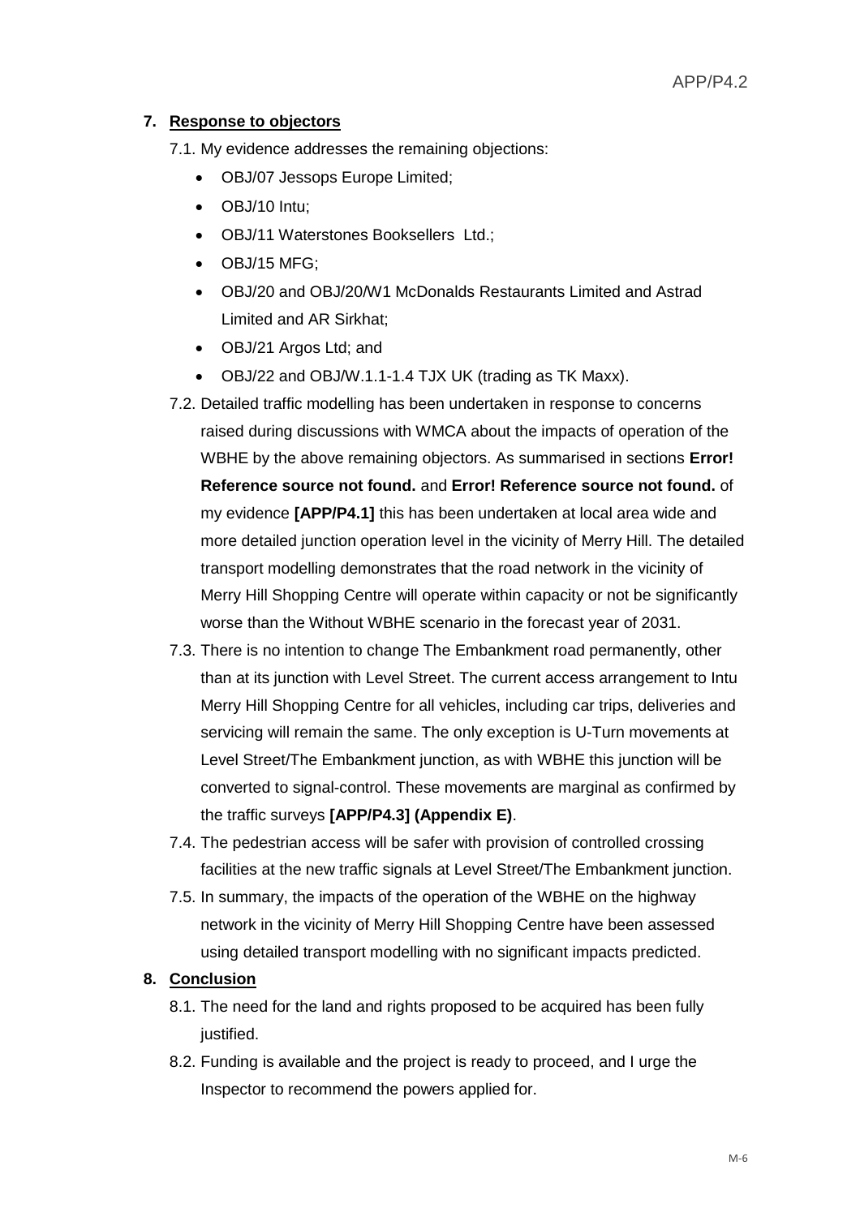## 7. Response to objectors

7.1. My evidence addresses the remaining objections:

- OBJ/07 Jessops Europe Limited;
- OBJ/10 Intu;
- OBJ/11 Waterstones Booksellers Ltd.;
- OBJ/15 MFG;
- OBJ/20 and OBJ/20/W1 McDonalds Restaurants Limited and Astrad Limited and AR Sirkhat;
- OBJ/21 Argos Ltd; and
- OBJ/22 and OBJ/W.1.1-1.4 TJX UK (trading as TK Maxx).

7.2. Detailed traffic modelling has been undertaken in response to concerns raised during discussions with WMCA about the impacts of operation of the WBHE by the above remaining objectors. As summarised in sections **Error! Reference source not found.** and **Error! Reference source not found.** of my evidence **[APP/P4.1]** this has been undertaken at local area wide and more detailed junction operation level in the vicinity of Merry Hill. The detailed transport modelling demonstrates that the road network in the vicinity of Merry Hill Shopping Centre will operate within capacity or not be significantly worse than the Without WBHE scenario in the forecast year of 2031.

7.3. There is no intention to change The Embankment road permanently, other than at its junction with Level Street. The current access arrangement to Intu Merry Hill Shopping Centre for all vehicles, including car trips, deliveries and servicing will remain the same. The only exception is U-Turn movements at Level Street/The Embankment junction, as with WBHE this junction will be converted to signal-control. These movements are marginal as confirmed by the traffic surveys **[APP/P4.3] (Appendix E)**.

7.4. The pedestrian access will be safer with provision of controlled crossing facilities at the new traffic signals at Level Street/The Embankment junction.

7.5. In summary, the impacts of the operation of the WBHE on the highway network in the vicinity of Merry Hill Shopping Centre have been assessed using detailed transport modelling with no significant impacts predicted.

## 8. Conclusion

8.1. The need for the land and rights proposed to be acquired has been fully justified.

8.2. Funding is available and the project is ready to proceed, and I urge the Inspector to recommend the powers applied for.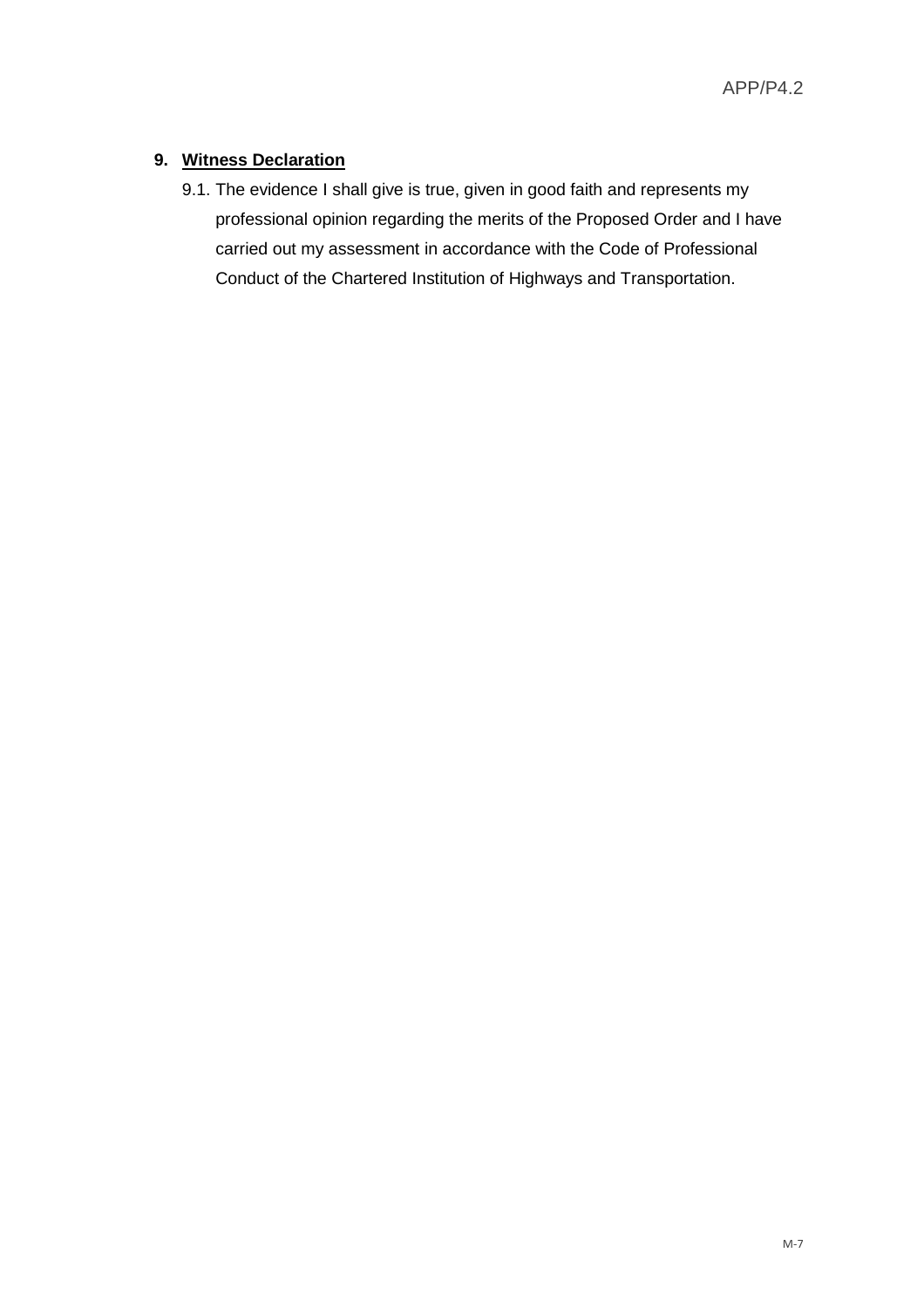## 9. Witness Declaration

9.1. The evidence I shall give is true, given in good faith and represents my professional opinion regarding the merits of the Proposed Order and I have carried out my assessment in accordance with the Code of Professional Conduct of the Chartered Institution of Highways and Transportation.